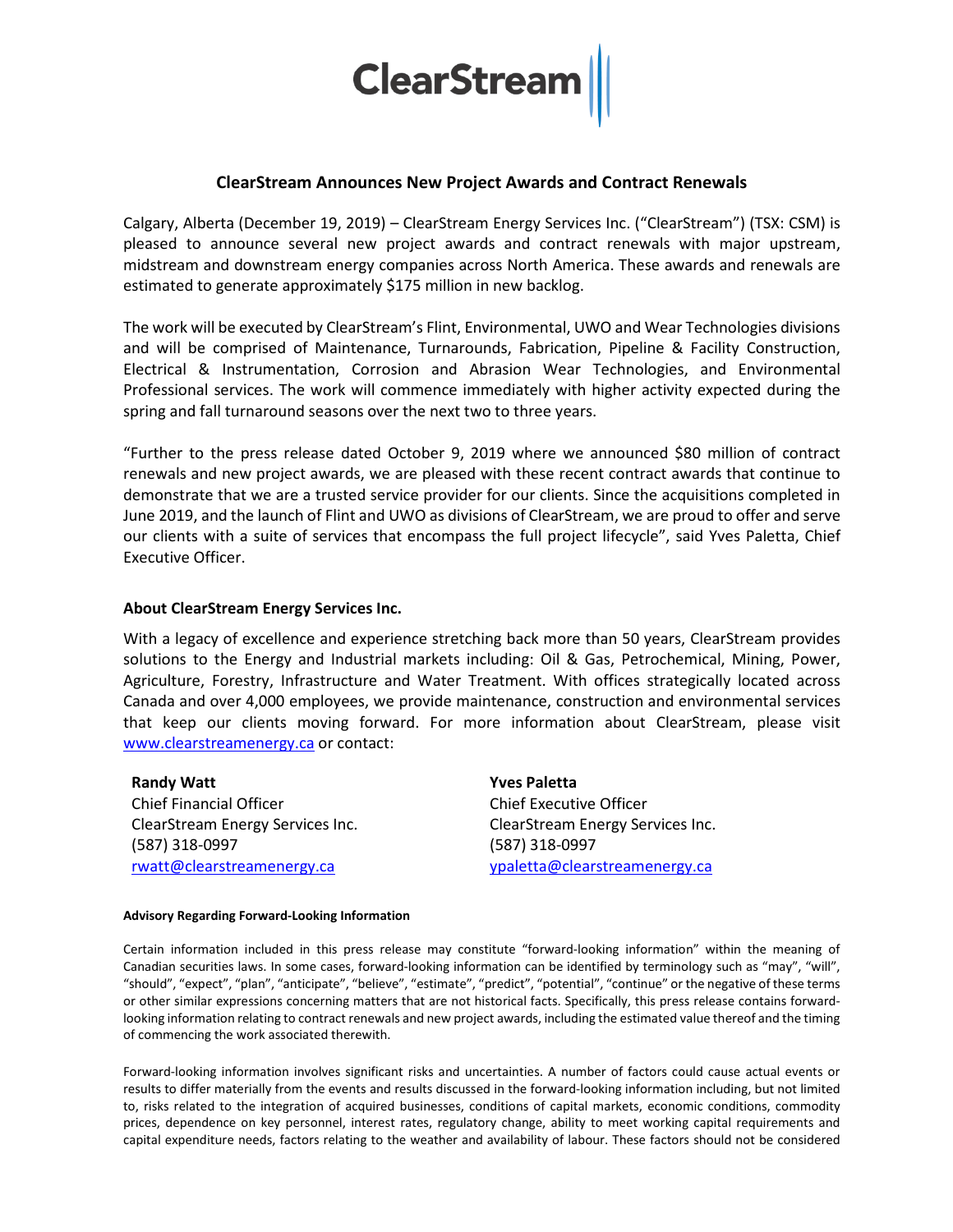ClearStream

## ClearStream Announces New Project Awards and Contract Renewals

Calgary, Alberta (December 19, 2019) – ClearStream Energy Services Inc. ("ClearStream") (TSX: CSM) is pleased to announce several new project awards and contract renewals with major upstream, midstream and downstream energy companies across North America. These awards and renewals are estimated to generate approximately $175 million in new backlog.

The work will be executed by ClearStream's Flint, Environmental, UWO and Wear Technologies divisions and will be comprised of Maintenance, Turnarounds, Fabrication, Pipeline & Facility Construction, Electrical & Instrumentation, Corrosion and Abrasion Wear Technologies, and Environmental Professional services. The work will commence immediately with higher activity expected during the spring and fall turnaround seasons over the next two to three years.

"Further to the press release dated October 9, 2019 where we announced $80 million of contract renewals and new project awards, we are pleased with these recent contract awards that continue to demonstrate that we are a trusted service provider for our clients. Since the acquisitions completed in June 2019, and the launch of Flint and UWO as divisions of ClearStream, we are proud to offer and serve our clients with a suite of services that encompass the full project lifecycle", said Yves Paletta, Chief Executive Officer.

### About ClearStream Energy Services Inc.

With a legacy of excellence and experience stretching back more than 50 years, ClearStream provides solutions to the Energy and Industrial markets including: Oil & Gas, Petrochemical, Mining, Power, Agriculture, Forestry, Infrastructure and Water Treatment. With offices strategically located across Canada and over 4,000 employees, we provide maintenance, construction and environmental services that keep our clients moving forward. For more information about ClearStream, please visit www.clearstreamenergy.ca or contact:

**Randy Watt**
Chief Financial Officer
ClearStream Energy Services Inc.
(587) 318-0997
rwatt@clearstreamenergy.ca

**Yves Paletta**
Chief Executive Officer
ClearStream Energy Services Inc.
(587) 318-0997
ypaletta@clearstreamenergy.ca

#### Advisory Regarding Forward-Looking Information

Certain information included in this press release may constitute "forward-looking information" within the meaning of Canadian securities laws. In some cases, forward-looking information can be identified by terminology such as "may", "will", "should", "expect", "plan", "anticipate", "believe", "estimate", "predict", "potential", "continue" or the negative of these terms or other similar expressions concerning matters that are not historical facts. Specifically, this press release contains forward-looking information relating to contract renewals and new project awards, including the estimated value thereof and the timing of commencing the work associated therewith.

Forward-looking information involves significant risks and uncertainties. A number of factors could cause actual events or results to differ materially from the events and results discussed in the forward-looking information including, but not limited to, risks related to the integration of acquired businesses, conditions of capital markets, economic conditions, commodity prices, dependence on key personnel, interest rates, regulatory change, ability to meet working capital requirements and capital expenditure needs, factors relating to the weather and availability of labour. These factors should not be considered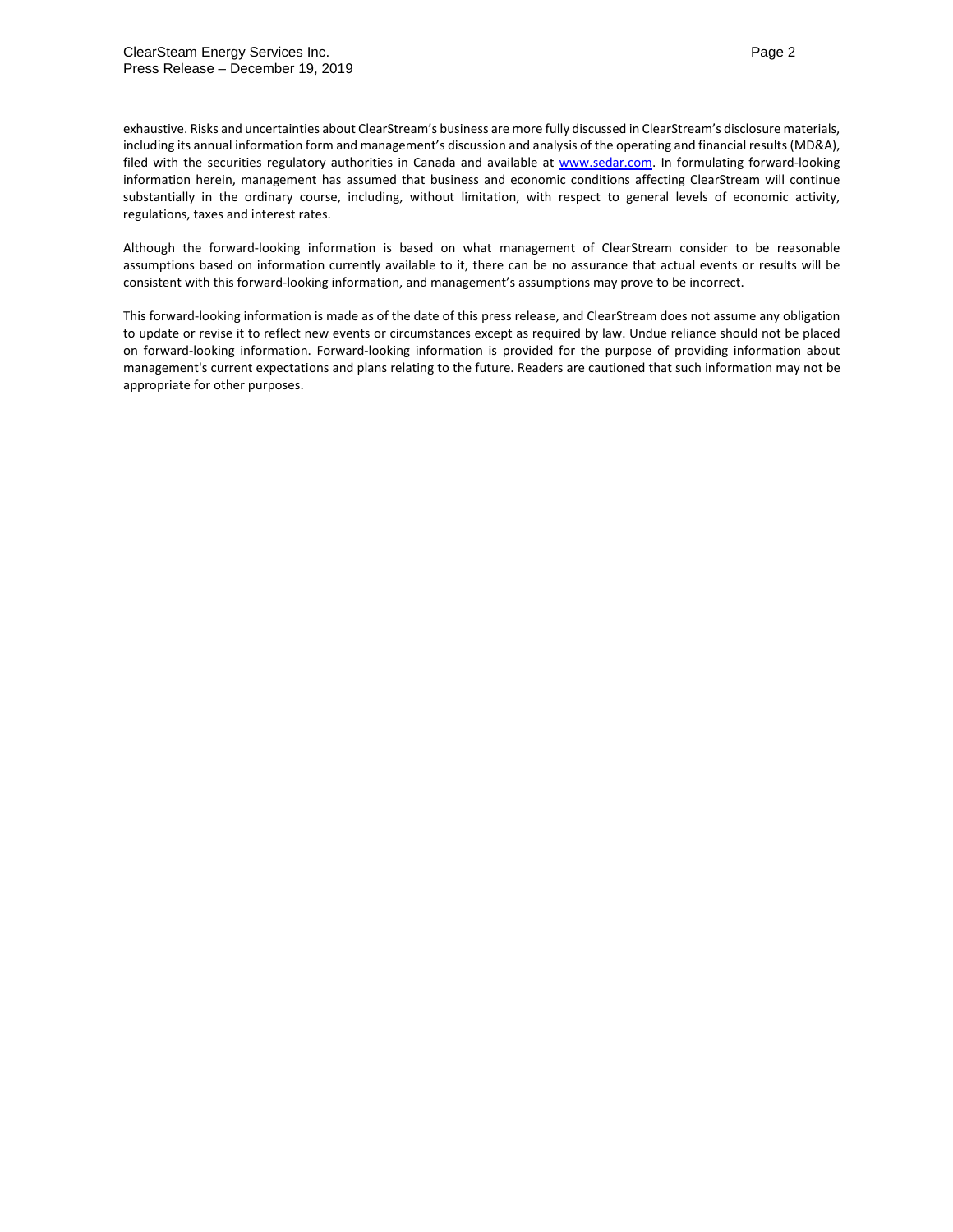exhaustive. Risks and uncertainties about ClearStream's business are more fully discussed in ClearStream's disclosure materials, including its annual information form and management's discussion and analysis of the operating and financial results (MD&A), filed with the securities regulatory authorities in Canada and available at [www.sedar.com](http://www.sedar.com). In formulating forward-looking information herein, management has assumed that business and economic conditions affecting ClearStream will continue substantially in the ordinary course, including, without limitation, with respect to general levels of economic activity, regulations, taxes and interest rates.

Although the forward-looking information is based on what management of ClearStream consider to be reasonable assumptions based on information currently available to it, there can be no assurance that actual events or results will be consistent with this forward-looking information, and management's assumptions may prove to be incorrect.

This forward-looking information is made as of the date of this press release, and ClearStream does not assume any obligation to update or revise it to reflect new events or circumstances except as required by law. Undue reliance should not be placed on forward-looking information. Forward-looking information is provided for the purpose of providing information about management's current expectations and plans relating to the future. Readers are cautioned that such information may not be appropriate for other purposes.